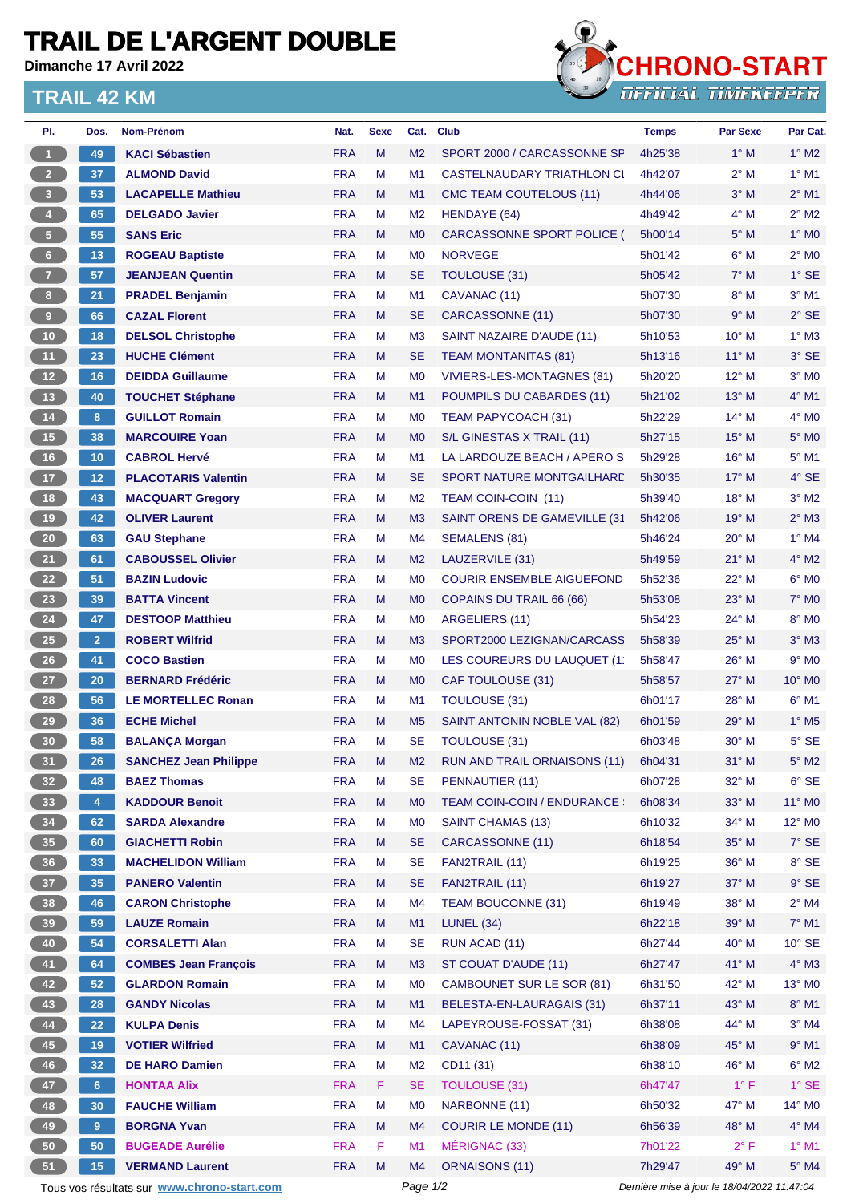# TRAIL DE L'ARGENT DOUBLE

**Dimanche 17 Avril 2022**

CHRONO-START
OFFICIAL TIMEKEEPER

## TRAIL 42 KM

| Pl. | Dos. | Nom-Prénom | Nat. | Sexe | Cat. | Club | Temps | Par Sexe | Par Cat. |
|---|---|---|---|---|---|---|---|---|---|
| 1 | 49 | KACI Sébastien | FRA | M | M2 | SPORT 2000 / CARCASSONNE SF | 4h25'38 | 1° M | 1° M2 |
| 2 | 37 | ALMOND David | FRA | M | M1 | CASTELNAUDARY TRIATHON CL | 4h42'07 | 2° M | 1° M1 |
| 3 | 53 | LACAPELLE Mathieu | FRA | M | M1 | CMC TEAM COUTELOUS (11) | 4h44'06 | 3° M | 2° M1 |
| 4 | 65 | DELGADO Javier | FRA | M | M2 | HENDAYE (64) | 4h49'42 | 4° M | 2° M2 |
| 5 | 55 | SANS Eric | FRA | M | M0 | CARCASSONNE SPORT POLICE ( | 5h00'14 | 5° M | 1° M0 |
| 6 | 13 | ROGEAU Baptiste | FRA | M | M0 | NORVEGE | 5h01'42 | 6° M | 2° M0 |
| 7 | 57 | JEANJEAN Quentin | FRA | M | SE | TOULOUSE (31) | 5h05'42 | 7° M | 1° SE |
| 8 | 21 | PRADEL Benjamin | FRA | M | M1 | CAVANAC (11) | 5h07'30 | 8° M | 3° M1 |
| 9 | 66 | CAZAL Florent | FRA | M | SE | CARCASSONNE (11) | 5h07'30 | 9° M | 2° SE |
| 10 | 18 | DELSOL Christophe | FRA | M | M3 | SAINT NAZAIRE D'AUDE (11) | 5h10'53 | 10° M | 1° M3 |
| 11 | 23 | HUCHE Clément | FRA | M | SE | TEAM MONTANITAS (81) | 5h13'16 | 11° M | 3° SE |
| 12 | 16 | DEIDDA Guillaume | FRA | M | M0 | VIVIERS-LES-MONTAGNES (81) | 5h20'20 | 12° M | 3° M0 |
| 13 | 40 | TOUCHET Stéphane | FRA | M | M1 | POUMPILS DU CABARDES (11) | 5h21'02 | 13° M | 4° M1 |
| 14 | 8 | GUILLOT Romain | FRA | M | M0 | TEAM PAPYCOACH (31) | 5h22'29 | 14° M | 4° M0 |
| 15 | 38 | MARCOUIRE Yoan | FRA | M | M0 | S/L GINESTAS X TRAIL (11) | 5h27'15 | 15° M | 5° M0 |
| 16 | 10 | CABROL Hervé | FRA | M | M1 | LA LARDOUZE BEACH / APERO S | 5h29'28 | 16° M | 5° M1 |
| 17 | 12 | PLACOTARIS Valentin | FRA | M | SE | SPORT NATURE MONTGAILHARD | 5h30'35 | 17° M | 4° SE |
| 18 | 43 | MACQUART Gregory | FRA | M | M2 | TEAM COIN-COIN (11) | 5h39'40 | 18° M | 3° M2 |
| 19 | 42 | OLIVER Laurent | FRA | M | M3 | SAINT ORENS DE GAMEVILLE (31 | 5h42'06 | 19° M | 2° M3 |
| 20 | 63 | GAU Stephane | FRA | M | M4 | SEMALENS (81) | 5h46'24 | 20° M | 1° M4 |
| 21 | 61 | CABOUSSEL Olivier | FRA | M | M2 | LAUZERVILE (31) | 5h49'59 | 21° M | 4° M2 |
| 22 | 51 | BAZIN Ludovic | FRA | M | M0 | COURIR ENSEMBLE AIGUEFOND | 5h52'36 | 22° M | 6° M0 |
| 23 | 39 | BATTA Vincent | FRA | M | M0 | COPAINS DU TRAIL 66 (66) | 5h53'08 | 23° M | 7° M0 |
| 24 | 47 | DESTOOP Matthieu | FRA | M | M0 | ARGELIERS (11) | 5h54'23 | 24° M | 8° M0 |
| 25 | 2 | ROBERT Wilfrid | FRA | M | M3 | SPORT2000 LEZIGNAN/CARCASS | 5h58'39 | 25° M | 3° M3 |
| 26 | 41 | COCO Bastien | FRA | M | M0 | LES COUREURS DU LAUQUET (1 | 5h58'47 | 26° M | 9° M0 |
| 27 | 20 | BERNARD Frédéric | FRA | M | M0 | CAF TOULOUSE (31) | 5h58'57 | 27° M | 10° M0 |
| 28 | 56 | LE MORTELLEC Ronan | FRA | M | M1 | TOULOUSE (31) | 6h01'17 | 28° M | 6° M1 |
| 29 | 36 | ECHE Michel | FRA | M | M5 | SAINT ANTONIN NOBLE VAL (82) | 6h01'59 | 29° M | 1° M5 |
| 30 | 58 | BALANÇA Morgan | FRA | M | SE | TOULOUSE (31) | 6h03'48 | 30° M | 5° SE |
| 31 | 26 | SANCHEZ Jean Philippe | FRA | M | M2 | RUN AND TRAIL ORNAISONS (11) | 6h04'31 | 31° M | 5° M2 |
| 32 | 48 | BAEZ Thomas | FRA | M | SE | PENNAUTIER (11) | 6h07'28 | 32° M | 6° SE |
| 33 | 4 | KADDOUR Benoit | FRA | M | M0 | TEAM COIN-COIN / ENDURANCE | 6h08'34 | 33° M | 11° M0 |
| 34 | 62 | SARDA Alexandre | FRA | M | M0 | SAINT CHAMAS (13) | 6h10'32 | 34° M | 12° M0 |
| 35 | 60 | GIACHETTI Robin | FRA | M | SE | CARCASSONNE (11) | 6h18'54 | 35° M | 7° SE |
| 36 | 33 | MACHELIDON William | FRA | M | SE | FAN2TRAIL (11) | 6h19'25 | 36° M | 8° SE |
| 37 | 35 | PANERO Valentin | FRA | M | SE | FAN2TRAIL (11) | 6h19'27 | 37° M | 9° SE |
| 38 | 46 | CARON Christophe | FRA | M | M4 | TEAM BOUCONNE (31) | 6h19'49 | 38° M | 2° M4 |
| 39 | 59 | LAUZE Romain | FRA | M | M1 | LUNEL (34) | 6h22'18 | 39° M | 7° M1 |
| 40 | 54 | CORSALETTI Alan | FRA | M | SE | RUN ACAD (11) | 6h27'44 | 40° M | 10° SE |
| 41 | 64 | COMBES Jean François | FRA | M | M3 | ST COUAT D'AUDE (11) | 6h27'47 | 41° M | 4° M3 |
| 42 | 52 | GLARDON Romain | FRA | M | M0 | CAMBOUNET SUR LE SOR (81) | 6h31'50 | 42° M | 13° M0 |
| 43 | 28 | GANDY Nicolas | FRA | M | M1 | BELESTA-EN-LAURAGAIS (31) | 6h37'11 | 43° M | 8° M1 |
| 44 | 22 | KULPA Denis | FRA | M | M4 | LAPEYROUSE-FOSSAT (31) | 6h38'08 | 44° M | 3° M4 |
| 45 | 19 | VOTIER Wilfried | FRA | M | M1 | CAVANAC (11) | 6h38'09 | 45° M | 9° M1 |
| 46 | 32 | DE HARO Damien | FRA | M | M2 | CD11 (31) | 6h38'10 | 46° M | 6° M2 |
| 47 | 6 | HONTAA Alix | FRA | F | SE | TOULOUSE (31) | 6h47'47 | 1° F | 1° SE |
| 48 | 30 | FAUCHE William | FRA | M | M0 | NARBONNE (11) | 6h50'32 | 47° M | 14° M0 |
| 49 | 9 | BORGNA Yvan | FRA | M | M4 | COURIR LE MONDE (11) | 6h56'39 | 48° M | 4° M4 |
| 50 | 50 | BUGEADE Aurélie | FRA | F | M1 | MÉRIGNAC (33) | 7h01'22 | 2° F | 1° M1 |
| 51 | 15 | VERMAND Laurent | FRA | M | M4 | ORNAISONS (11) | 7h29'47 | 49° M | 5° M4 |

Tous vos résultats sur www.chrono-start.com

Dernière mise à jour le 18/04/2022 11:47:04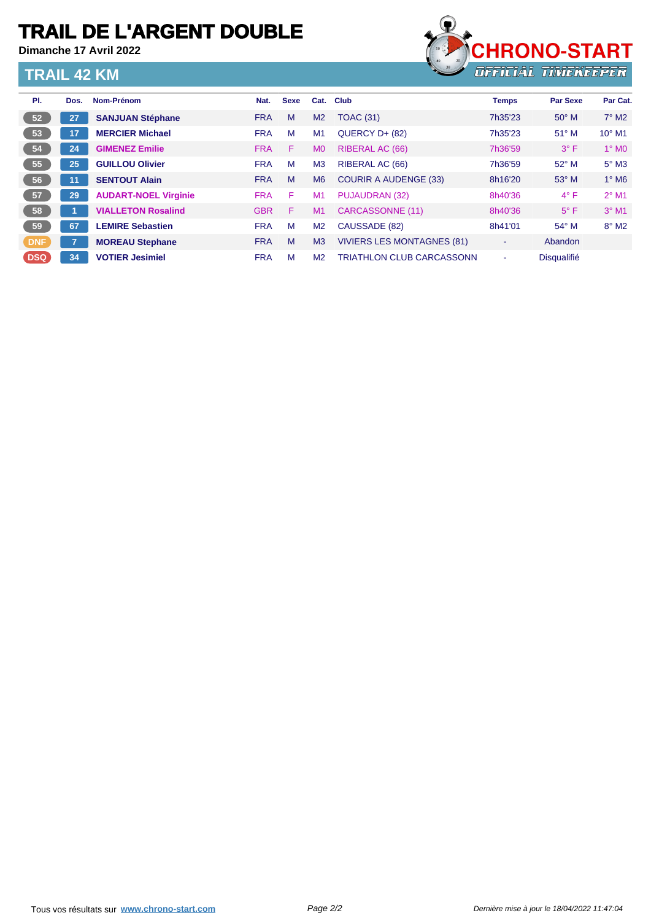# TRAIL DE L'ARGENT DOUBLE

**Dimanche 17 Avril 2022**

## TRAIL 42 KM

| Pl. | Dos. | Nom-Prénom | Nat. | Sexe | Cat. | Club | Temps | Par Sexe | Par Cat. |
|---|---|---|---|---|---|---|---|---|---|
| 52 | 27 | **SANJUAN Stéphane** | FRA | M | M2 | TOAC (31) | 7h35'23 | 50° M | 7° M2 |
| 53 | 17 | **MERCIER Michael** | FRA | M | M1 | QUERCY D+ (82) | 7h35'23 | 51° M | 10° M1 |
| 54 | 24 | **GIMENEZ Emilie** | FRA | F | M0 | RIBERAL AC (66) | 7h36'59 | 3° F | 1° M0 |
| 55 | 25 | **GUILLOU Olivier** | FRA | M | M3 | RIBERAL AC (66) | 7h36'59 | 52° M | 5° M3 |
| 56 | 11 | **SENTOUT Alain** | FRA | M | M6 | COURIR A AUDENGE (33) | 8h16'20 | 53° M | 1° M6 |
| 57 | 29 | **AUDART-NOEL Virginie** | FRA | F | M1 | PUJAUDRAN (32) | 8h40'36 | 4° F | 2° M1 |
| 58 | 1 | **VIALLETON Rosalind** | GBR | F | M1 | CARCASSONNE (11) | 8h40'36 | 5° F | 3° M1 |
| 59 | 67 | **LEMIRE Sebastien** | FRA | M | M2 | CAUSSADE (82) | 8h41'01 | 54° M | 8° M2 |
| DNF | 7 | **MOREAU Stephane** | FRA | M | M3 | VIVIERS LES MONTAGNES (81) | - | Abandon | |
| DSQ | 34 | **VOTIER Jesimiel** | FRA | M | M2 | TRIATHLON CLUB CARCASSONN | - | Disqualifié | |

Tous vos résultats sur www.chrono-start.com

*Dernière mise à jour le 18/04/2022 11:47:04*